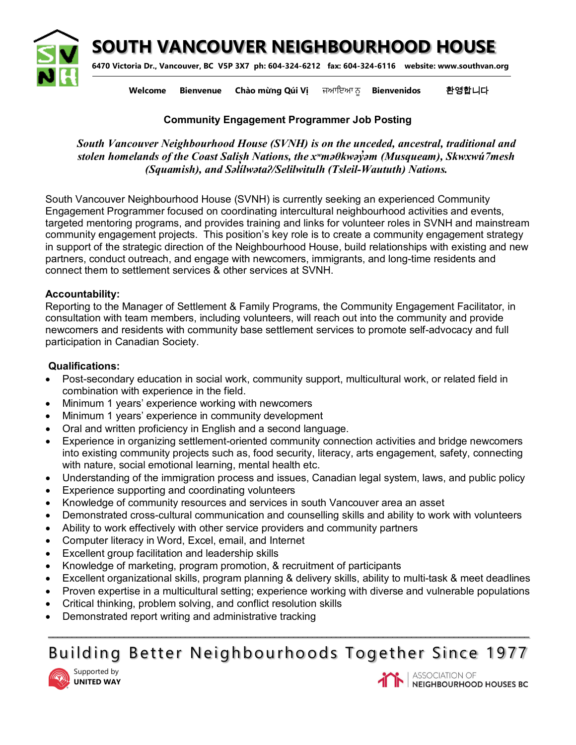# SOUTH VANCOUVER NEIGHBOURHOOD HOUSE

**6470 Victoria Dr., Vancouver, BC V5P 3X7 ph: 604-324-6212 fax: 604-324-6116 website: www.southvan.org**

**Welcome Bienvenue Chào mừng Qúi Vị ਜੀ ਆਇਆਂ ਨੂੰ Bienvenidos 환영합니다**

## Community Engagement Programmer Job Posting

***South Vancouver Neighbourhood House (SVNH) is on the unceded, ancestral, traditional and stolen homelands of the Coast Salish Nations, the xʷməθkʷəy̓əm (Musqueam), Skwxwú7mesh (Squamish), and Səl̓ílwətaʔ/Selilwitulh (Tsleil-Waututh) Nations.***

South Vancouver Neighbourhood House (SVNH) is currently seeking an experienced Community Engagement Programmer focused on coordinating intercultural neighbourhood activities and events, targeted mentoring programs, and provides training and links for volunteer roles in SVNH and mainstream community engagement projects. This position's key role is to create a community engagement strategy in support of the strategic direction of the Neighbourhood House, build relationships with existing and new partners, conduct outreach, and engage with newcomers, immigrants, and long-time residents and connect them to settlement services & other services at SVNH.

**Accountability:**
Reporting to the Manager of Settlement & Family Programs, the Community Engagement Facilitator, in consultation with team members, including volunteers, will reach out into the community and provide newcomers and residents with community base settlement services to promote self-advocacy and full participation in Canadian Society.

**Qualifications:**

- Post-secondary education in social work, community support, multicultural work, or related field in combination with experience in the field.
- Minimum 1 years' experience working with newcomers
- Minimum 1 years' experience in community development
- Oral and written proficiency in English and a second language.
- Experience in organizing settlement-oriented community connection activities and bridge newcomers into existing community projects such as, food security, literacy, arts engagement, safety, connecting with nature, social emotional learning, mental health etc.
- Understanding of the immigration process and issues, Canadian legal system, laws, and public policy
- Experience supporting and coordinating volunteers
- Knowledge of community resources and services in south Vancouver area an asset
- Demonstrated cross-cultural communication and counselling skills and ability to work with volunteers
- Ability to work effectively with other service providers and community partners
- Computer literacy in Word, Excel, email, and Internet
- Excellent group facilitation and leadership skills
- Knowledge of marketing, program promotion, & recruitment of participants
- Excellent organizational skills, program planning & delivery skills, ability to multi-task & meet deadlines
- Proven expertise in a multicultural setting; experience working with diverse and vulnerable populations
- Critical thinking, problem solving, and conflict resolution skills
- Demonstrated report writing and administrative tracking

Building Better Neighbourhoods Together Since 1977

Supported by UNITED WAY

ASSOCIATION OF NEIGHBOURHOOD HOUSES BC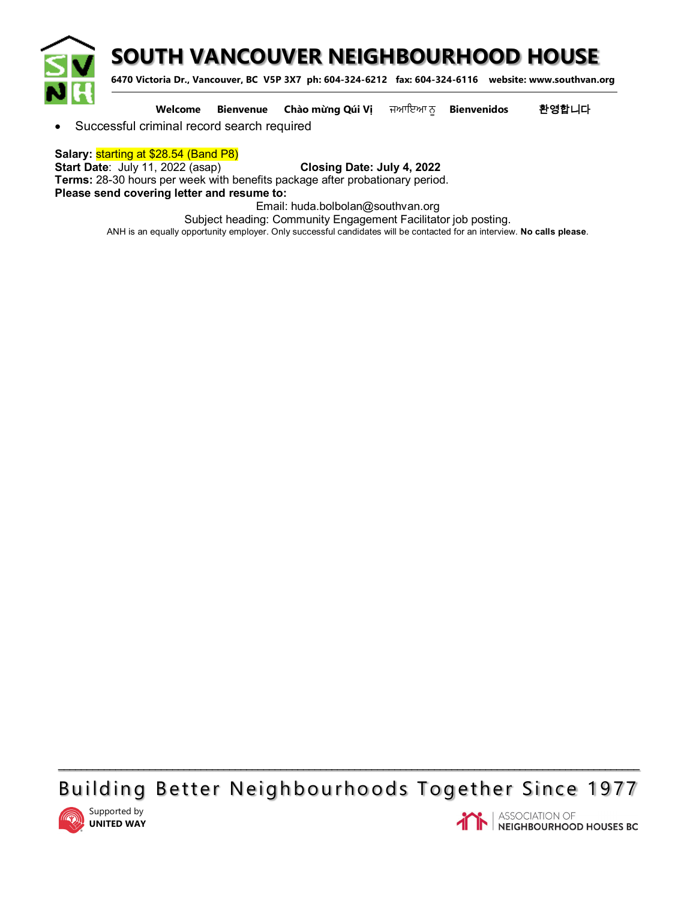- Successful criminal record search required

**Salary:** starting at $28.54 (Band P8)
**Start Date**: July 11, 2022 (asap) **Closing Date: July 4, 2022**
**Terms:** 28-30 hours per week with benefits package after probationary period.
**Please send covering letter and resume to:**

Email: huda.bolbolan@southvan.org

Subject heading: Community Engagement Facilitator job posting.

ANH is an equally opportunity employer. Only successful candidates will be contacted for an interview. **No calls please**.